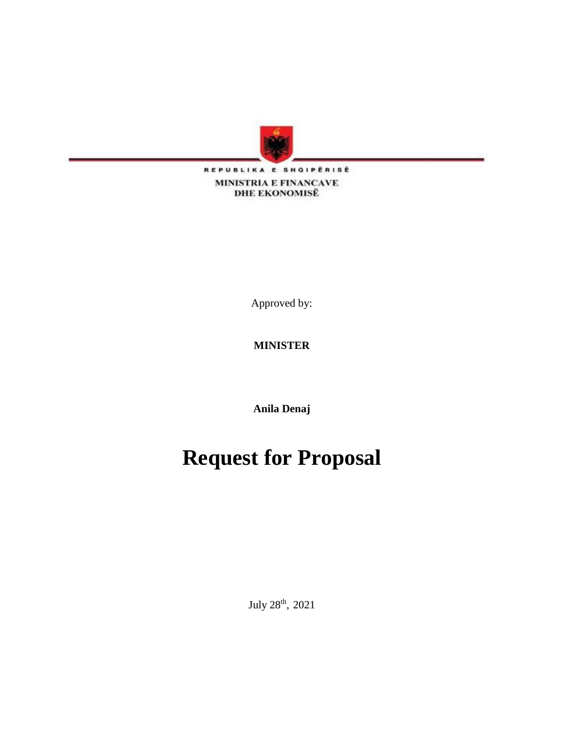REPUBLIKA E SHQIPËRISË

MINISTRIA E FINANCAVE
DHE EKONOMISË

Approved by:

**MINISTER**

**Anila Denaj**

# Request for Proposal

July 28th, 2021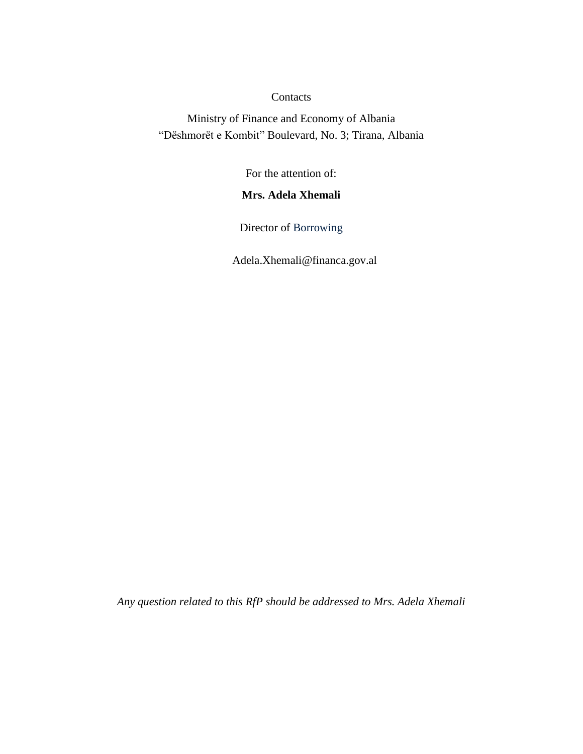Contacts

Ministry of Finance and Economy of Albania
"Dëshmorët e Kombit" Boulevard, No. 3; Tirana, Albania

For the attention of:

**Mrs. Adela Xhemali**

Director of Borrowing

Adela.Xhemali@financa.gov.al

*Any question related to this RfP should be addressed to Mrs. Adela Xhemali*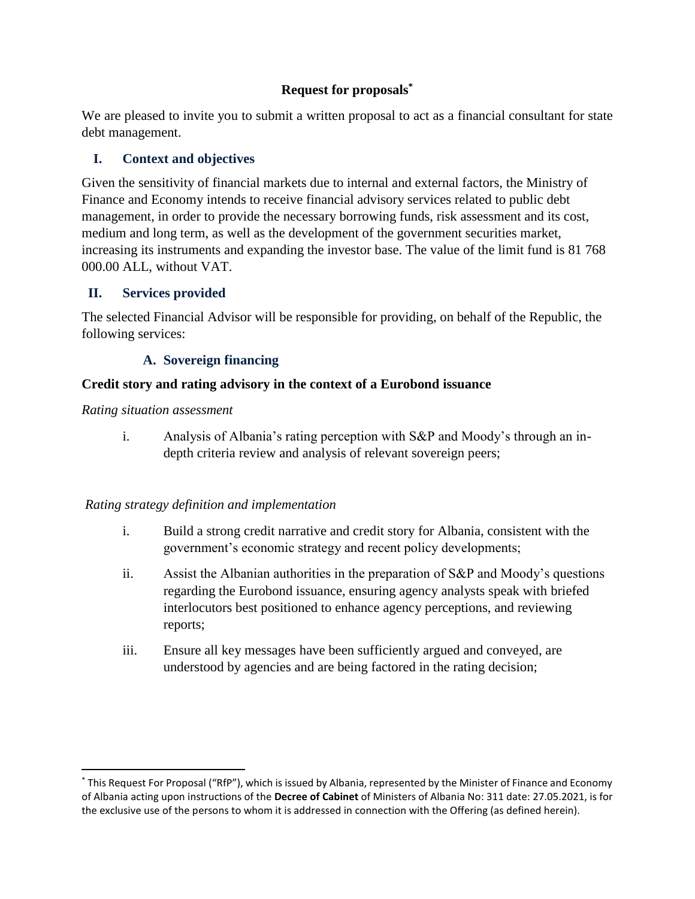**Request for proposals***

We are pleased to invite you to submit a written proposal to act as a financial consultant for state debt management.

## I. Context and objectives

Given the sensitivity of financial markets due to internal and external factors, the Ministry of Finance and Economy intends to receive financial advisory services related to public debt management, in order to provide the necessary borrowing funds, risk assessment and its cost, medium and long term, as well as the development of the government securities market, increasing its instruments and expanding the investor base. The value of the limit fund is 81 768 000.00 ALL, without VAT.

## II. Services provided

The selected Financial Advisor will be responsible for providing, on behalf of the Republic, the following services:

### A. Sovereign financing

**Credit story and rating advisory in the context of a Eurobond issuance**

*Rating situation assessment*

i. Analysis of Albania's rating perception with S&P and Moody's through an in-depth criteria review and analysis of relevant sovereign peers;

*Rating strategy definition and implementation*

i. Build a strong credit narrative and credit story for Albania, consistent with the government's economic strategy and recent policy developments;

ii. Assist the Albanian authorities in the preparation of S&P and Moody's questions regarding the Eurobond issuance, ensuring agency analysts speak with briefed interlocutors best positioned to enhance agency perceptions, and reviewing reports;

iii. Ensure all key messages have been sufficiently argued and conveyed, are understood by agencies and are being factored in the rating decision;

---

* This Request For Proposal ("RfP"), which is issued by Albania, represented by the Minister of Finance and Economy of Albania acting upon instructions of the **Decree of Cabinet** of Ministers of Albania No: 311 date: 27.05.2021, is for the exclusive use of the persons to whom it is addressed in connection with the Offering (as defined herein).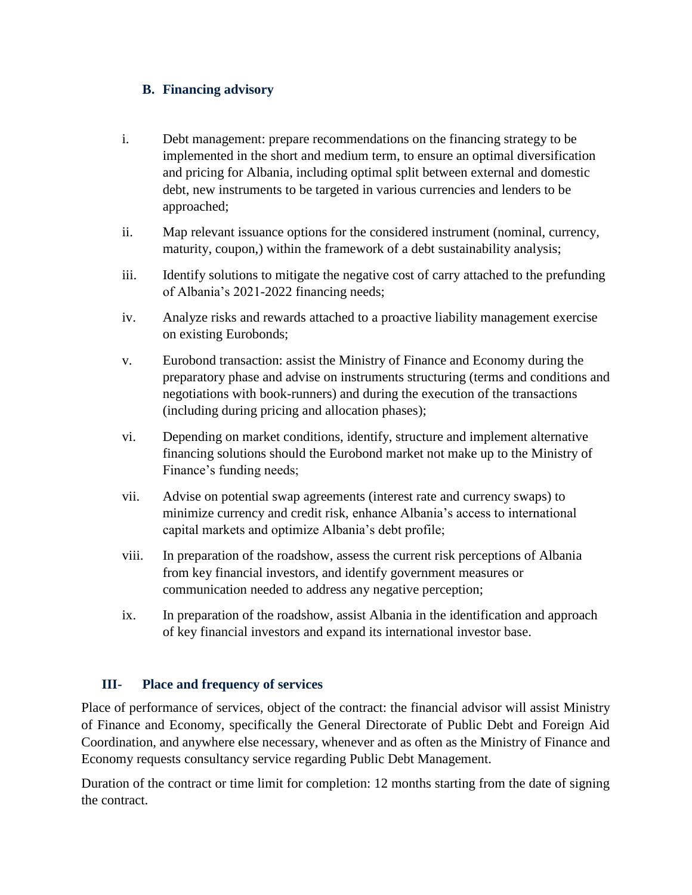### B. Financing advisory

i. Debt management: prepare recommendations on the financing strategy to be implemented in the short and medium term, to ensure an optimal diversification and pricing for Albania, including optimal split between external and domestic debt, new instruments to be targeted in various currencies and lenders to be approached;

ii. Map relevant issuance options for the considered instrument (nominal, currency, maturity, coupon,) within the framework of a debt sustainability analysis;

iii. Identify solutions to mitigate the negative cost of carry attached to the prefunding of Albania's 2021-2022 financing needs;

iv. Analyze risks and rewards attached to a proactive liability management exercise on existing Eurobonds;

v. Eurobond transaction: assist the Ministry of Finance and Economy during the preparatory phase and advise on instruments structuring (terms and conditions and negotiations with book-runners) and during the execution of the transactions (including during pricing and allocation phases);

vi. Depending on market conditions, identify, structure and implement alternative financing solutions should the Eurobond market not make up to the Ministry of Finance's funding needs;

vii. Advise on potential swap agreements (interest rate and currency swaps) to minimize currency and credit risk, enhance Albania's access to international capital markets and optimize Albania's debt profile;

viii. In preparation of the roadshow, assess the current risk perceptions of Albania from key financial investors, and identify government measures or communication needed to address any negative perception;

ix. In preparation of the roadshow, assist Albania in the identification and approach of key financial investors and expand its international investor base.

## III- Place and frequency of services

Place of performance of services, object of the contract: the financial advisor will assist Ministry of Finance and Economy, specifically the General Directorate of Public Debt and Foreign Aid Coordination, and anywhere else necessary, whenever and as often as the Ministry of Finance and Economy requests consultancy service regarding Public Debt Management.

Duration of the contract or time limit for completion: 12 months starting from the date of signing the contract.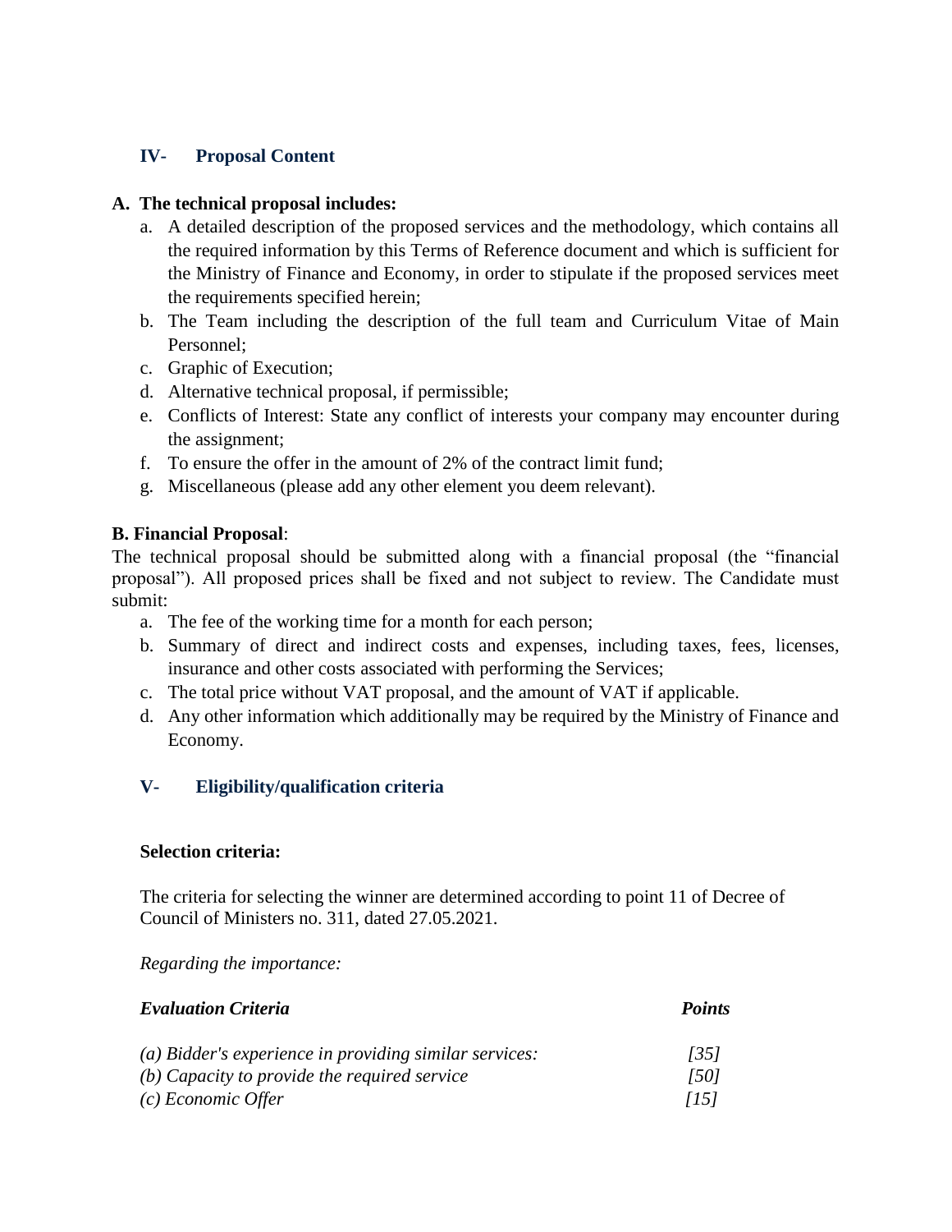## IV- Proposal Content

**A. The technical proposal includes:**

a. A detailed description of the proposed services and the methodology, which contains all the required information by this Terms of Reference document and which is sufficient for the Ministry of Finance and Economy, in order to stipulate if the proposed services meet the requirements specified herein;
b. The Team including the description of the full team and Curriculum Vitae of Main Personnel;
c. Graphic of Execution;
d. Alternative technical proposal, if permissible;
e. Conflicts of Interest: State any conflict of interests your company may encounter during the assignment;
f. To ensure the offer in the amount of 2% of the contract limit fund;
g. Miscellaneous (please add any other element you deem relevant).

**B. Financial Proposal**:

The technical proposal should be submitted along with a financial proposal (the "financial proposal"). All proposed prices shall be fixed and not subject to review. The Candidate must submit:

a. The fee of the working time for a month for each person;
b. Summary of direct and indirect costs and expenses, including taxes, fees, licenses, insurance and other costs associated with performing the Services;
c. The total price without VAT proposal, and the amount of VAT if applicable.
d. Any other information which additionally may be required by the Ministry of Finance and Economy.

## V- Eligibility/qualification criteria

**Selection criteria:**

The criteria for selecting the winner are determined according to point 11 of Decree of Council of Ministers no. 311, dated 27.05.2021.

*Regarding the importance:*

| ***Evaluation Criteria*** | ***Points*** |
|---|---|
| *(a) Bidder's experience in providing similar services:* | *[35]* |
| *(b) Capacity to provide the required service* | *[50]* |
| *(c) Economic Offer* | *[15]* |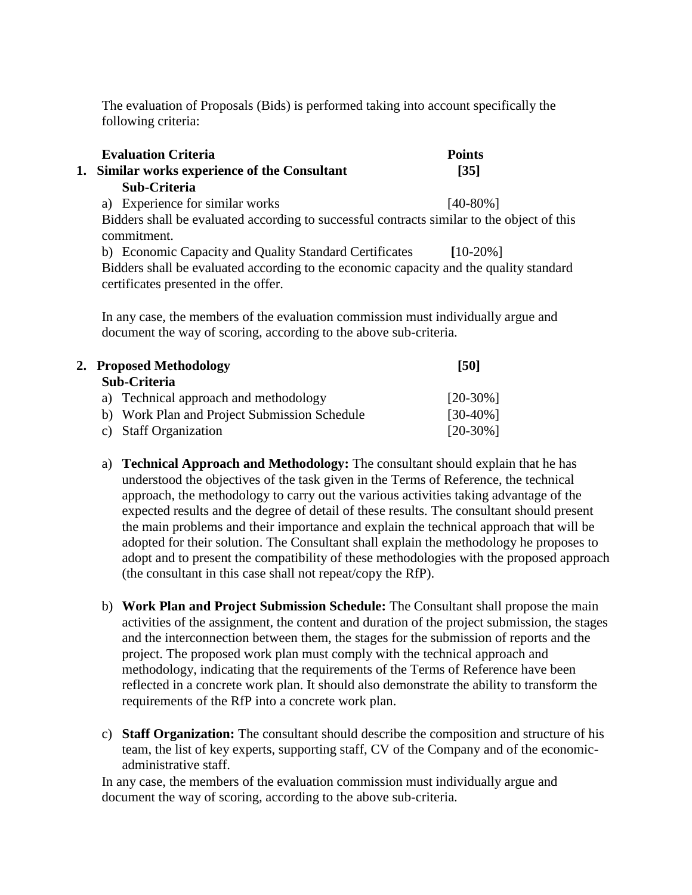The evaluation of Proposals (Bids) is performed taking into account specifically the following criteria:

| | Evaluation Criteria | Points |
|---|---|---|
| 1. | **Similar works experience of the Consultant** | **[35]** |
| | **Sub-Criteria** | |
| | a) Experience for similar works | [40-80%] |
| | b) Economic Capacity and Quality Standard Certificates | [10-20%] |

a) Experience for similar works [40-80%]

Bidders shall be evaluated according to successful contracts similar to the object of this commitment.

b) Economic Capacity and Quality Standard Certificates [10-20%]

Bidders shall be evaluated according to the economic capacity and the quality standard certificates presented in the offer.

In any case, the members of the evaluation commission must individually argue and document the way of scoring, according to the above sub-criteria.

| | Evaluation Criteria | Points |
|---|---|---|
| 2. | **Proposed Methodology** | **[50]** |
| | **Sub-Criteria** | |
| | a) Technical approach and methodology | [20-30%] |
| | b) Work Plan and Project Submission Schedule | [30-40%] |
| | c) Staff Organization | [20-30%] |

a) **Technical Approach and Methodology:** The consultant should explain that he has understood the objectives of the task given in the Terms of Reference, the technical approach, the methodology to carry out the various activities taking advantage of the expected results and the degree of detail of these results. The consultant should present the main problems and their importance and explain the technical approach that will be adopted for their solution. The Consultant shall explain the methodology he proposes to adopt and to present the compatibility of these methodologies with the proposed approach (the consultant in this case shall not repeat/copy the RfP).

b) **Work Plan and Project Submission Schedule:** The Consultant shall propose the main activities of the assignment, the content and duration of the project submission, the stages and the interconnection between them, the stages for the submission of reports and the project. The proposed work plan must comply with the technical approach and methodology, indicating that the requirements of the Terms of Reference have been reflected in a concrete work plan. It should also demonstrate the ability to transform the requirements of the RfP into a concrete work plan.

c) **Staff Organization:** The consultant should describe the composition and structure of his team, the list of key experts, supporting staff, CV of the Company and of the economic-administrative staff.

In any case, the members of the evaluation commission must individually argue and document the way of scoring, according to the above sub-criteria.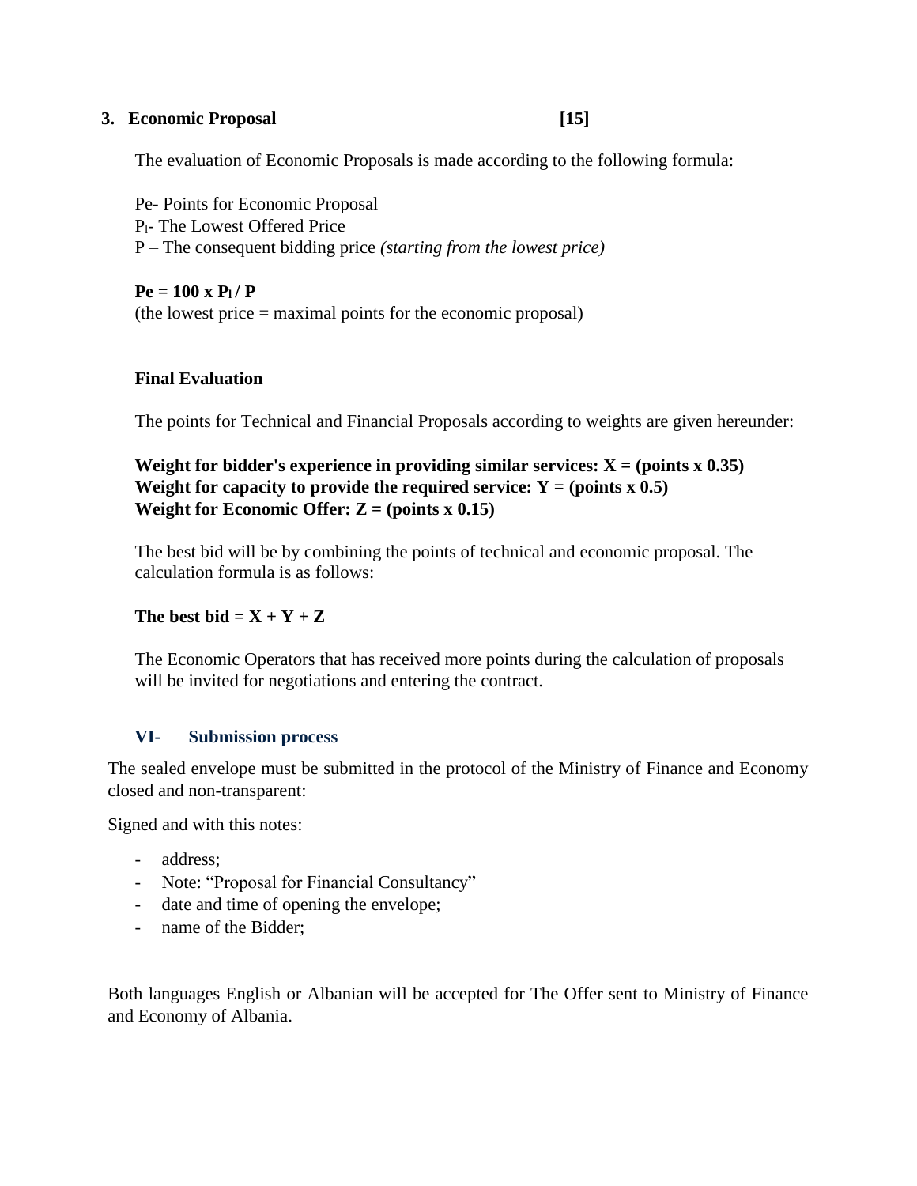### 3. Economic Proposal [15]

The evaluation of Economic Proposals is made according to the following formula:

Pe- Points for Economic Proposal
$P_l$- The Lowest Offered Price
P – The consequent bidding price *(starting from the lowest price)*

$$Pe = 100 \times P_l / P$$

(the lowest price = maximal points for the economic proposal)

**Final Evaluation**

The points for Technical and Financial Proposals according to weights are given hereunder:

**Weight for bidder's experience in providing similar services: X = (points x 0.35)**
**Weight for capacity to provide the required service: Y = (points x 0.5)**
**Weight for Economic Offer: Z = (points x 0.15)**

The best bid will be by combining the points of technical and economic proposal. The calculation formula is as follows:

**The best bid = X + Y + Z**

The Economic Operators that has received more points during the calculation of proposals will be invited for negotiations and entering the contract.

## VI- Submission process

The sealed envelope must be submitted in the protocol of the Ministry of Finance and Economy closed and non-transparent:

Signed and with this notes:

- address;
- Note: “Proposal for Financial Consultancy”
- date and time of opening the envelope;
- name of the Bidder;

Both languages English or Albanian will be accepted for The Offer sent to Ministry of Finance and Economy of Albania.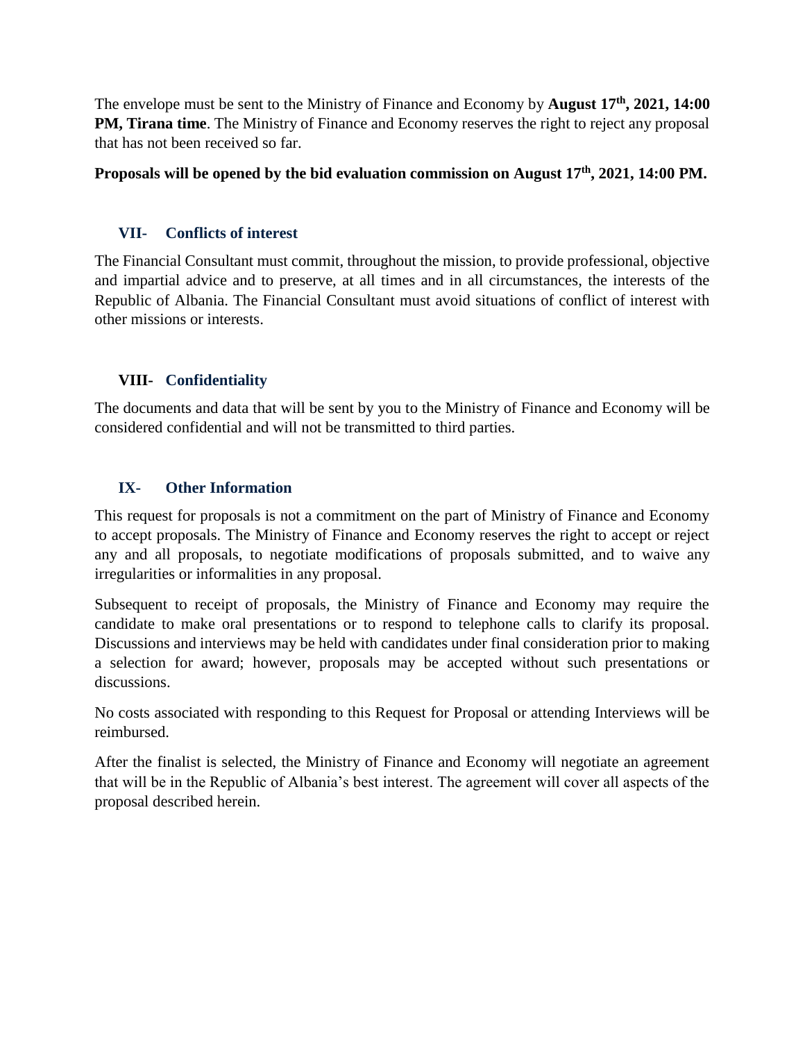The envelope must be sent to the Ministry of Finance and Economy by **August 17th, 2021, 14:00 PM, Tirana time**. The Ministry of Finance and Economy reserves the right to reject any proposal that has not been received so far.

**Proposals will be opened by the bid evaluation commission on August 17th, 2021, 14:00 PM.**

## VII- Conflicts of interest

The Financial Consultant must commit, throughout the mission, to provide professional, objective and impartial advice and to preserve, at all times and in all circumstances, the interests of the Republic of Albania. The Financial Consultant must avoid situations of conflict of interest with other missions or interests.

## VIII- Confidentiality

The documents and data that will be sent by you to the Ministry of Finance and Economy will be considered confidential and will not be transmitted to third parties.

## IX- Other Information

This request for proposals is not a commitment on the part of Ministry of Finance and Economy to accept proposals. The Ministry of Finance and Economy reserves the right to accept or reject any and all proposals, to negotiate modifications of proposals submitted, and to waive any irregularities or informalities in any proposal.

Subsequent to receipt of proposals, the Ministry of Finance and Economy may require the candidate to make oral presentations or to respond to telephone calls to clarify its proposal. Discussions and interviews may be held with candidates under final consideration prior to making a selection for award; however, proposals may be accepted without such presentations or discussions.

No costs associated with responding to this Request for Proposal or attending Interviews will be reimbursed.

After the finalist is selected, the Ministry of Finance and Economy will negotiate an agreement that will be in the Republic of Albania's best interest. The agreement will cover all aspects of the proposal described herein.